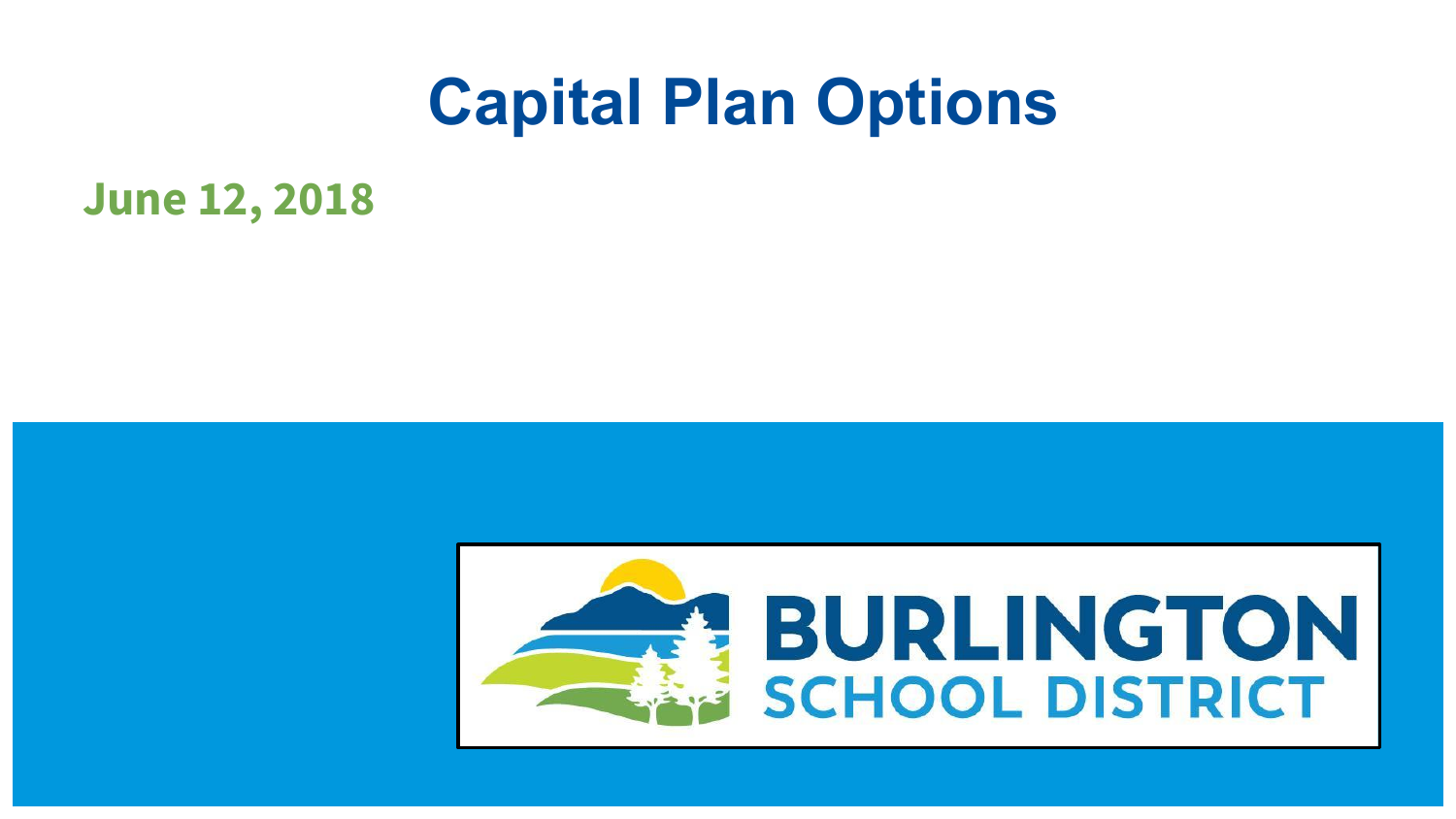# Capital Plan Options

**June 12, 2018**

BURLINGTON
SCHOOL DISTRICT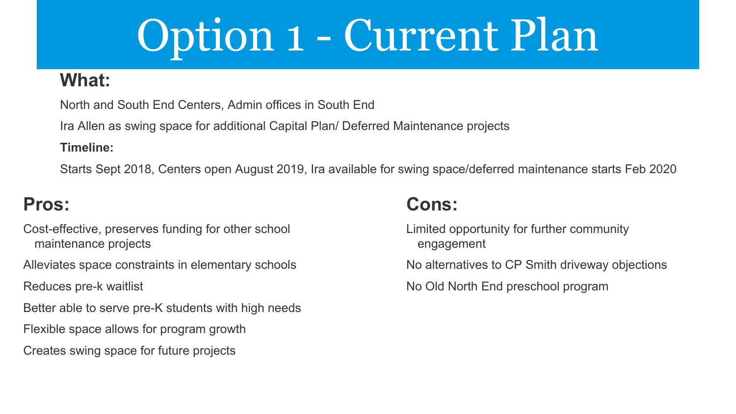# Option 1 - Current Plan

## What:

North and South End Centers, Admin offices in South End

Ira Allen as swing space for additional Capital Plan/ Deferred Maintenance projects

**Timeline:**

Starts Sept 2018, Centers open August 2019, Ira available for swing space/deferred maintenance starts Feb 2020

## Pros:

- Cost-effective, preserves funding for other school maintenance projects
- Alleviates space constraints in elementary schools
- Reduces pre-k waitlist
- Better able to serve pre-K students with high needs
- Flexible space allows for program growth
- Creates swing space for future projects

## Cons:

- Limited opportunity for further community engagement
- No alternatives to CP Smith driveway objections
- No Old North End preschool program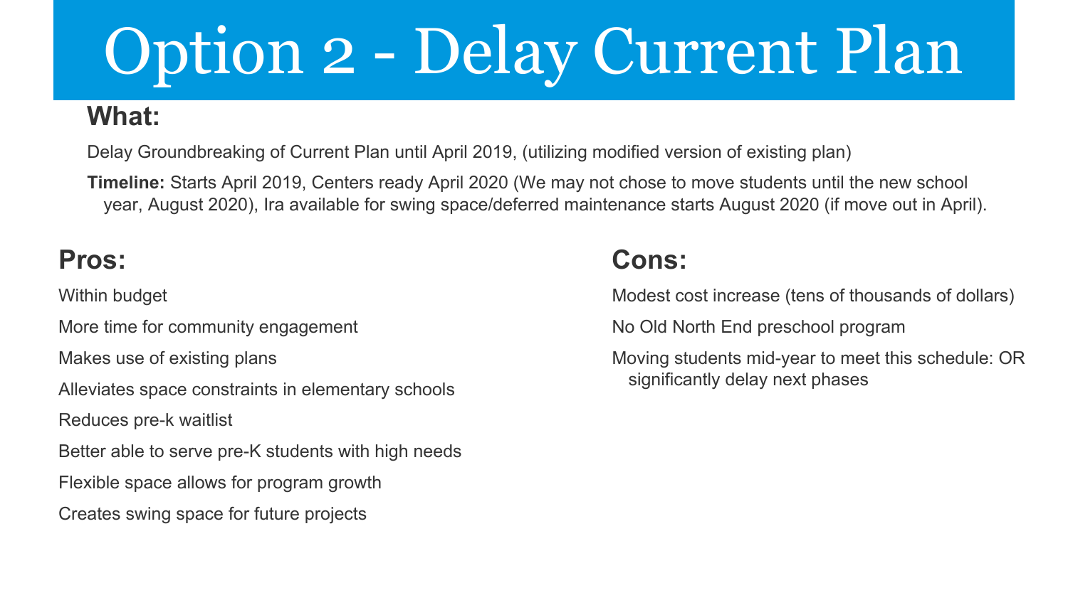# Option 2 - Delay Current Plan

## What:

Delay Groundbreaking of Current Plan until April 2019, (utilizing modified version of existing plan)

**Timeline:** Starts April 2019, Centers ready April 2020 (We may not chose to move students until the new school year, August 2020), Ira available for swing space/deferred maintenance starts August 2020 (if move out in April).

## Pros:

- Within budget
- More time for community engagement
- Makes use of existing plans
- Alleviates space constraints in elementary schools
- Reduces pre-k waitlist
- Better able to serve pre-K students with high needs
- Flexible space allows for program growth
- Creates swing space for future projects

## Cons:

- Modest cost increase (tens of thousands of dollars)
- No Old North End preschool program
- Moving students mid-year to meet this schedule: OR significantly delay next phases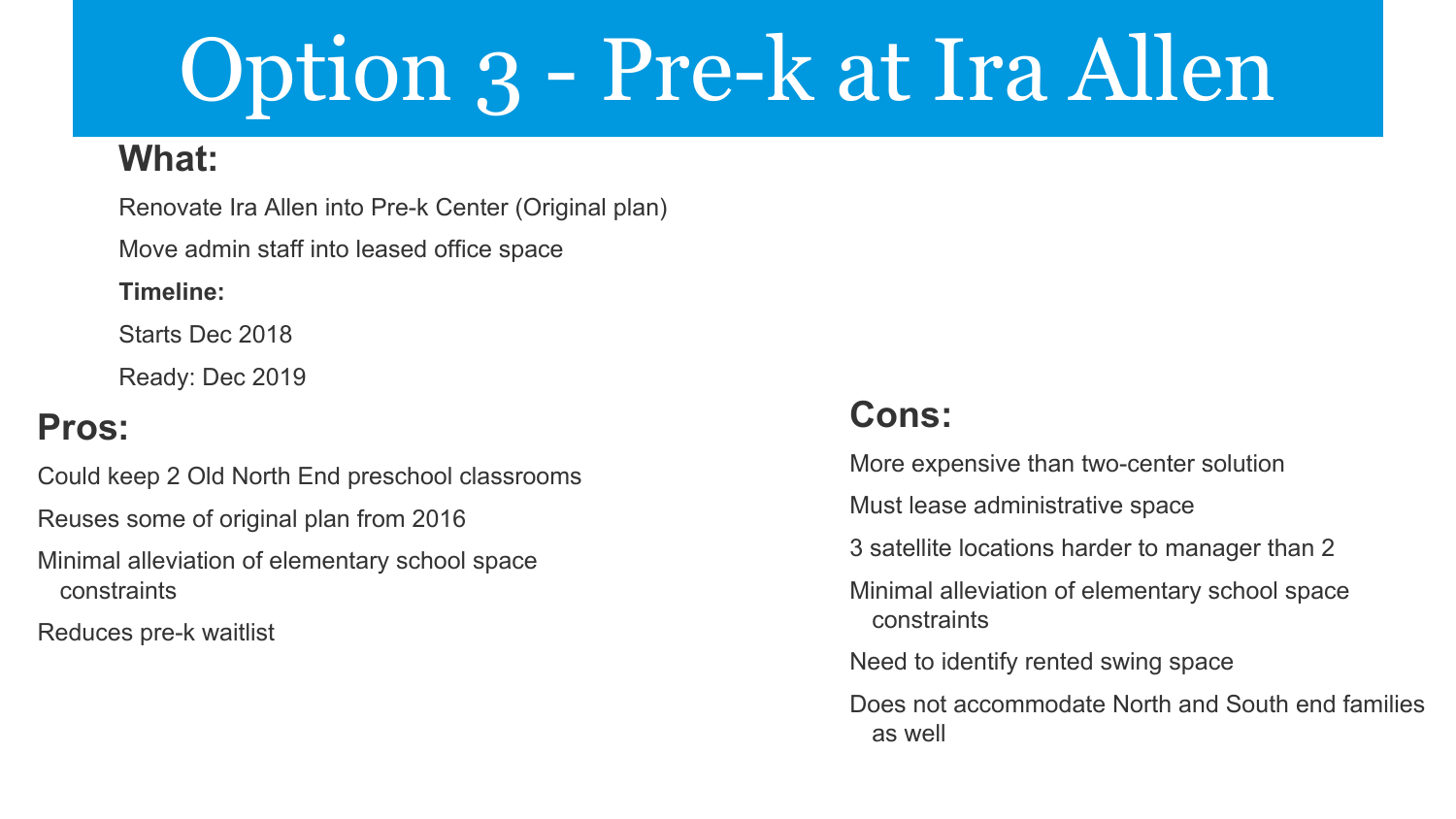# Option 3 - Pre-k at Ira Allen

## What:

Renovate Ira Allen into Pre-k Center (Original plan)

Move admin staff into leased office space

**Timeline:**

Starts Dec 2018

Ready: Dec 2019

## Pros:

- Could keep 2 Old North End preschool classrooms
- Reuses some of original plan from 2016
- Minimal alleviation of elementary school space constraints
- Reduces pre-k waitlist

## Cons:

- More expensive than two-center solution
- Must lease administrative space
- 3 satellite locations harder to manager than 2
- Minimal alleviation of elementary school space constraints
- Need to identify rented swing space
- Does not accommodate North and South end families as well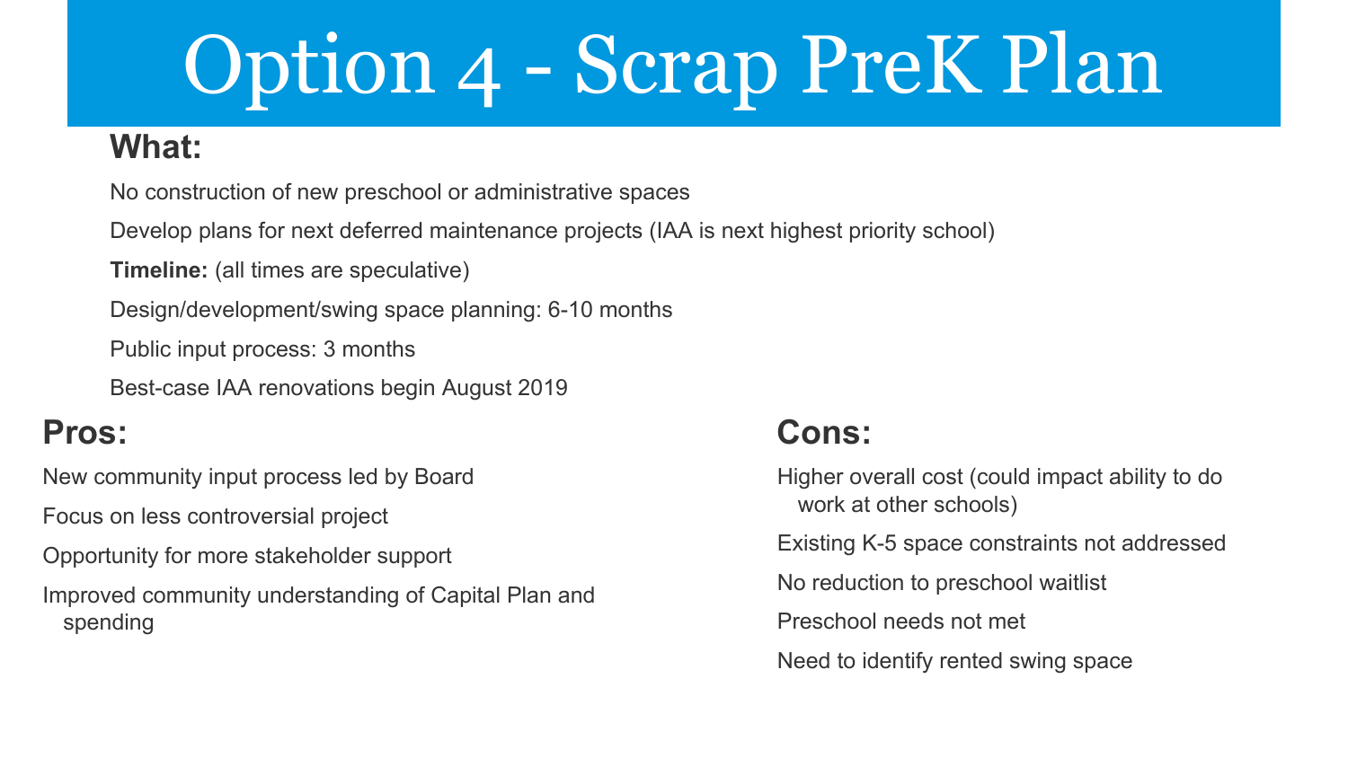# Option 4 - Scrap PreK Plan

## What:

No construction of new preschool or administrative spaces

Develop plans for next deferred maintenance projects (IAA is next highest priority school)

**Timeline:** (all times are speculative)

Design/development/swing space planning: 6-10 months

Public input process: 3 months

Best-case IAA renovations begin August 2019

## Pros:

- New community input process led by Board
- Focus on less controversial project
- Opportunity for more stakeholder support
- Improved community understanding of Capital Plan and spending

## Cons:

- Higher overall cost (could impact ability to do work at other schools)
- Existing K-5 space constraints not addressed
- No reduction to preschool waitlist
- Preschool needs not met
- Need to identify rented swing space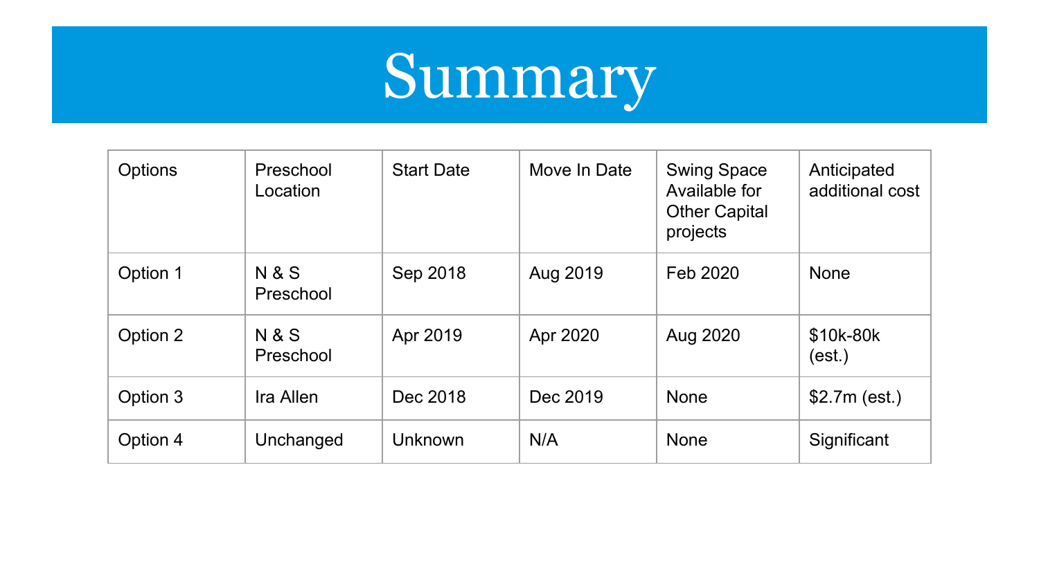# Summary

| Options | Preschool Location | Start Date | Move In Date | Swing Space Available for Other Capital projects | Anticipated additional cost |
|---|---|---|---|---|---|
| Option 1 | N & S Preschool | Sep 2018 | Aug 2019 | Feb 2020 | None |
| Option 2 | N & S Preschool | Apr 2019 | Apr 2020 | Aug 2020 | $10k-80k (est.) |
| Option 3 | Ira Allen | Dec 2018 | Dec 2019 | None | $2.7m (est.) |
| Option 4 | Unchanged | Unknown | N/A | None | Significant |